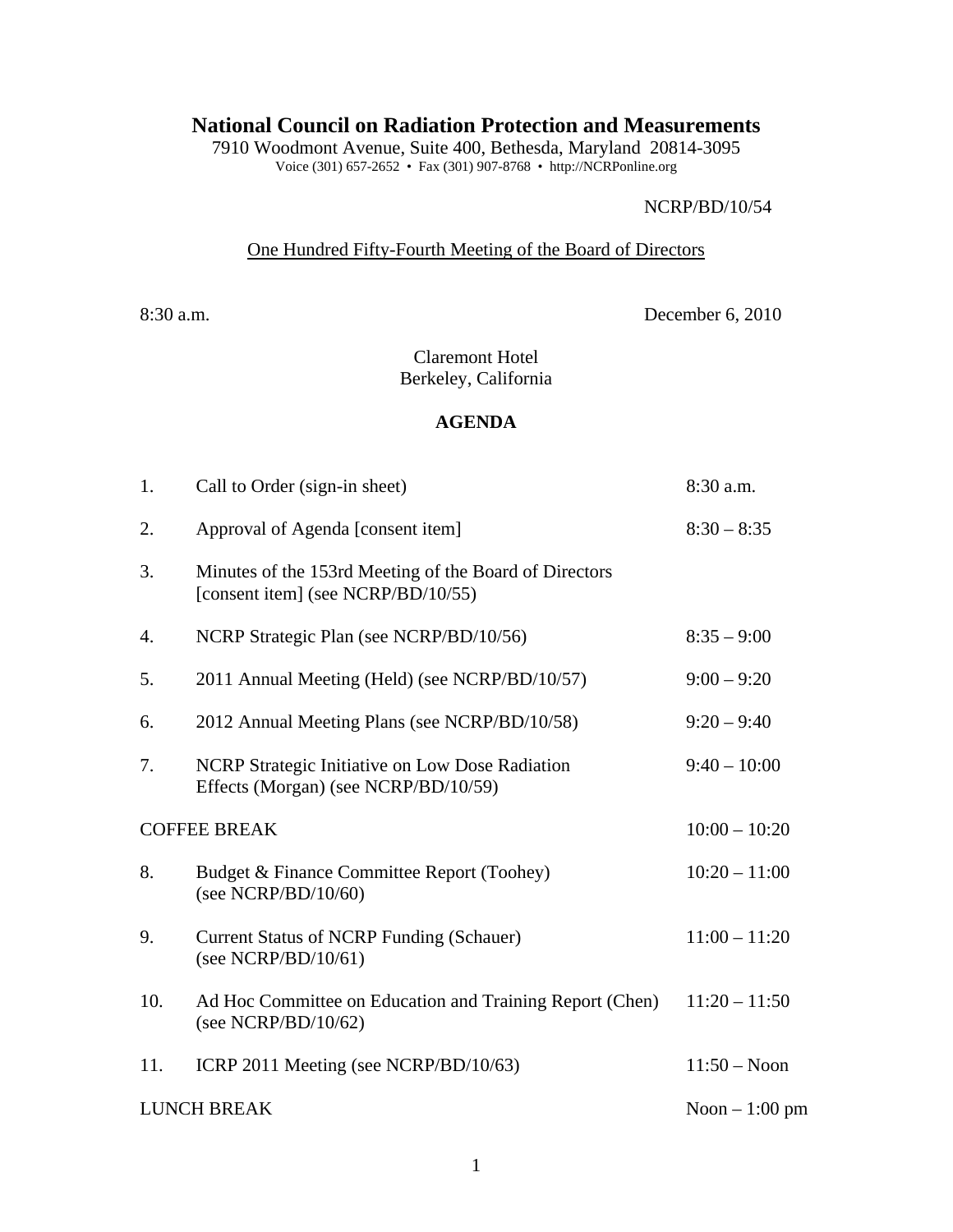# National Council on Radiation Protection and Measurements

7910 Woodmont Avenue, Suite 400, Bethesda, Maryland 20814-3095
Voice (301) 657-2652 • Fax (301) 907-8768 • http://NCRPonline.org

NCRP/BD/10/54

One Hundred Fifty-Fourth Meeting of the Board of Directors

8:30 a.m. December 6, 2010

Claremont Hotel
Berkeley, California

## AGENDA

| | | |
|---|---|---|
| 1. | Call to Order (sign-in sheet) | 8:30 a.m. |
| 2. | Approval of Agenda [consent item] | 8:30 – 8:35 |
| 3. | Minutes of the 153rd Meeting of the Board of Directors [consent item] (see NCRP/BD/10/55) | |
| 4. | NCRP Strategic Plan (see NCRP/BD/10/56) | 8:35 – 9:00 |
| 5. | 2011 Annual Meeting (Held) (see NCRP/BD/10/57) | 9:00 – 9:20 |
| 6. | 2012 Annual Meeting Plans (see NCRP/BD/10/58) | 9:20 – 9:40 |
| 7. | NCRP Strategic Initiative on Low Dose Radiation Effects (Morgan) (see NCRP/BD/10/59) | 9:40 – 10:00 |
| COFFEE BREAK | | 10:00 – 10:20 |
| 8. | Budget & Finance Committee Report (Toohey) (see NCRP/BD/10/60) | 10:20 – 11:00 |
| 9. | Current Status of NCRP Funding (Schauer) (see NCRP/BD/10/61) | 11:00 – 11:20 |
| 10. | Ad Hoc Committee on Education and Training Report (Chen) (see NCRP/BD/10/62) | 11:20 – 11:50 |
| 11. | ICRP 2011 Meeting (see NCRP/BD/10/63) | 11:50 – Noon |
| LUNCH BREAK | | Noon – 1:00 pm |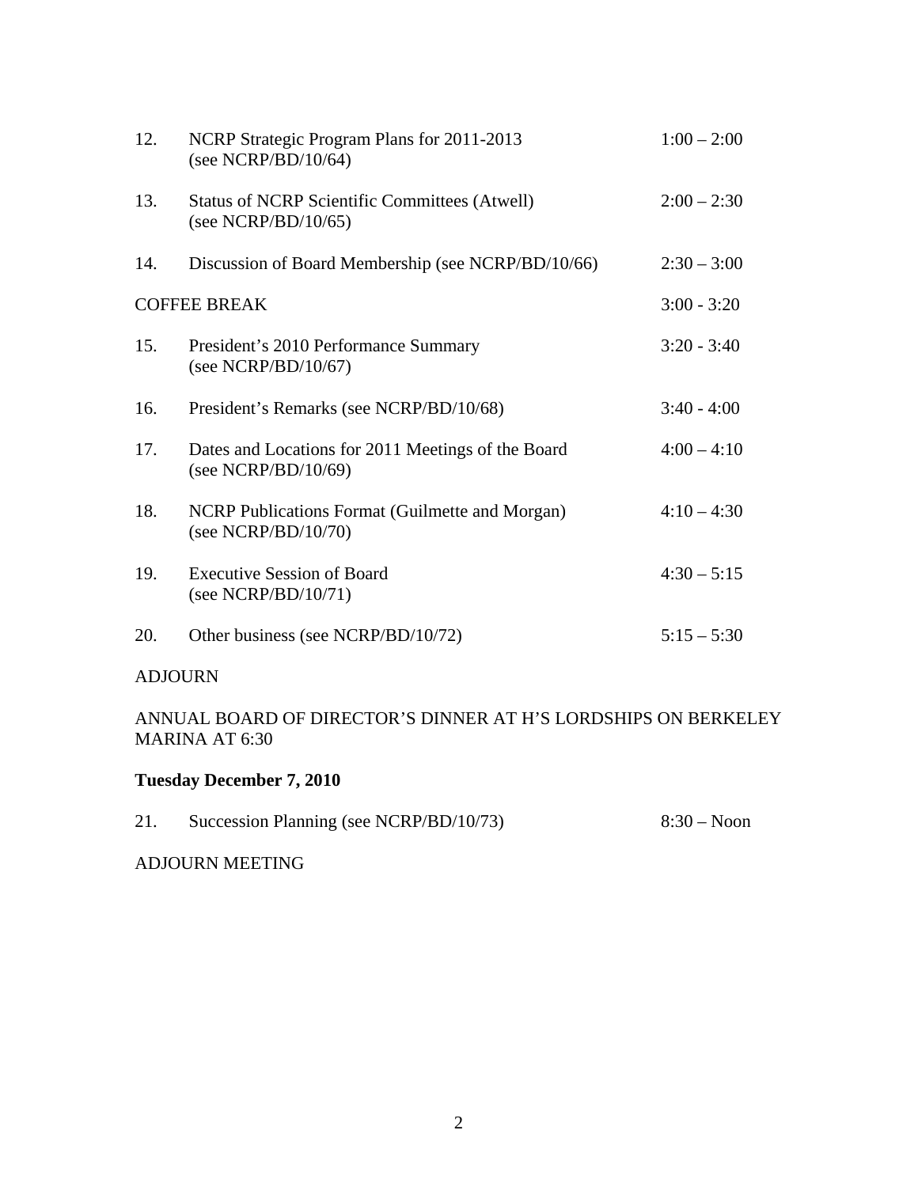| | | |
|---|---|---|
| 12. | NCRP Strategic Program Plans for 2011-2013 (see NCRP/BD/10/64) | 1:00 – 2:00 |
| 13. | Status of NCRP Scientific Committees (Atwell) (see NCRP/BD/10/65) | 2:00 – 2:30 |
| 14. | Discussion of Board Membership (see NCRP/BD/10/66) | 2:30 – 3:00 |
| COFFEE BREAK | | 3:00 - 3:20 |
| 15. | President's 2010 Performance Summary (see NCRP/BD/10/67) | 3:20 - 3:40 |
| 16. | President's Remarks (see NCRP/BD/10/68) | 3:40 - 4:00 |
| 17. | Dates and Locations for 2011 Meetings of the Board (see NCRP/BD/10/69) | 4:00 – 4:10 |
| 18. | NCRP Publications Format (Guilmette and Morgan) (see NCRP/BD/10/70) | 4:10 – 4:30 |
| 19. | Executive Session of Board (see NCRP/BD/10/71) | 4:30 – 5:15 |
| 20. | Other business (see NCRP/BD/10/72) | 5:15 – 5:30 |

ADJOURN

ANNUAL BOARD OF DIRECTOR'S DINNER AT H'S LORDSHIPS ON BERKELEY MARINA AT 6:30

**Tuesday December 7, 2010**

| | | |
|---|---|---|
| 21. | Succession Planning (see NCRP/BD/10/73) | 8:30 – Noon |

ADJOURN MEETING